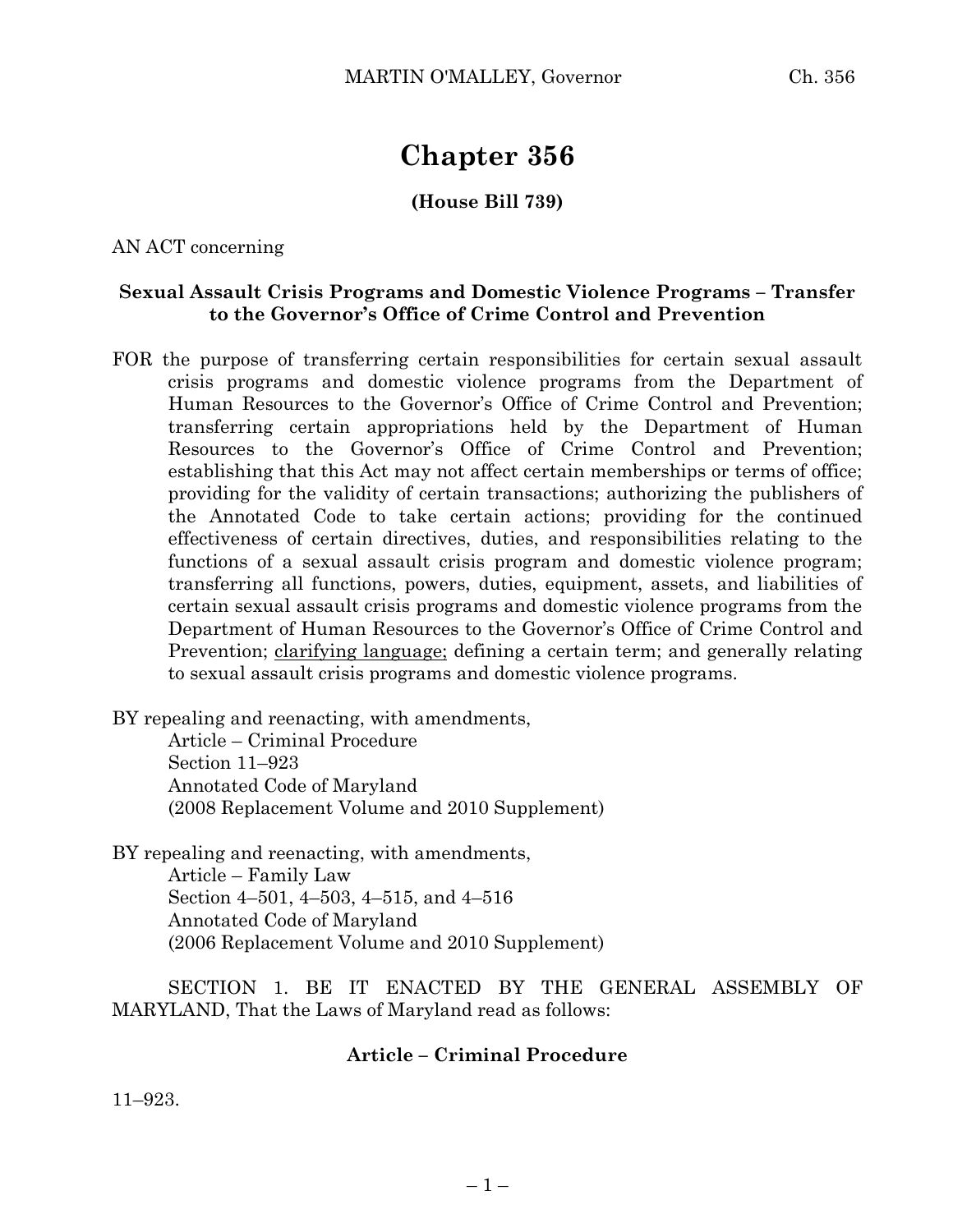# Chapter 356

**(House Bill 739)**

AN ACT concerning

**Sexual Assault Crisis Programs and Domestic Violence Programs – Transfer to the Governor's Office of Crime Control and Prevention**

FOR the purpose of transferring certain responsibilities for certain sexual assault crisis programs and domestic violence programs from the Department of Human Resources to the Governor's Office of Crime Control and Prevention; transferring certain appropriations held by the Department of Human Resources to the Governor's Office of Crime Control and Prevention; establishing that this Act may not affect certain memberships or terms of office; providing for the validity of certain transactions; authorizing the publishers of the Annotated Code to take certain actions; providing for the continued effectiveness of certain directives, duties, and responsibilities relating to the functions of a sexual assault crisis program and domestic violence program; transferring all functions, powers, duties, equipment, assets, and liabilities of certain sexual assault crisis programs and domestic violence programs from the Department of Human Resources to the Governor's Office of Crime Control and Prevention; <u>clarifying language;</u> defining a certain term; and generally relating to sexual assault crisis programs and domestic violence programs.

BY repealing and reenacting, with amendments,
Article – Criminal Procedure
Section 11–923
Annotated Code of Maryland
(2008 Replacement Volume and 2010 Supplement)

BY repealing and reenacting, with amendments,
Article – Family Law
Section 4–501, 4–503, 4–515, and 4–516
Annotated Code of Maryland
(2006 Replacement Volume and 2010 Supplement)

SECTION 1. BE IT ENACTED BY THE GENERAL ASSEMBLY OF MARYLAND, That the Laws of Maryland read as follows:

**Article – Criminal Procedure**

11–923.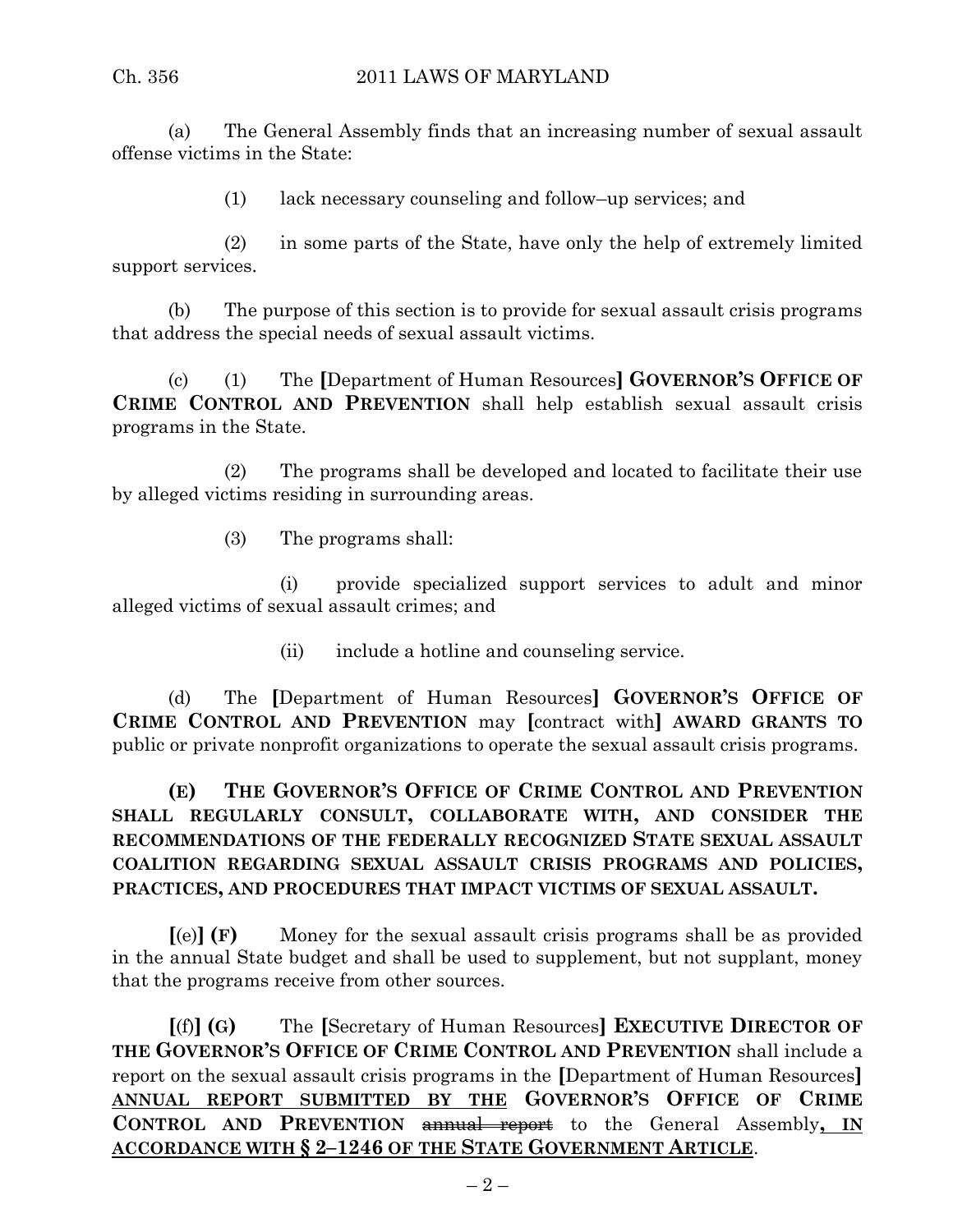(a) The General Assembly finds that an increasing number of sexual assault offense victims in the State:

(1) lack necessary counseling and follow–up services; and

(2) in some parts of the State, have only the help of extremely limited support services.

(b) The purpose of this section is to provide for sexual assault crisis programs that address the special needs of sexual assault victims.

(c) (1) The [Department of Human Resources] **GOVERNOR'S OFFICE OF CRIME CONTROL AND PREVENTION** shall help establish sexual assault crisis programs in the State.

(2) The programs shall be developed and located to facilitate their use by alleged victims residing in surrounding areas.

(3) The programs shall:

(i) provide specialized support services to adult and minor alleged victims of sexual assault crimes; and

(ii) include a hotline and counseling service.

(d) The [Department of Human Resources] **GOVERNOR'S OFFICE OF CRIME CONTROL AND PREVENTION** may [contract with] **AWARD GRANTS TO** public or private nonprofit organizations to operate the sexual assault crisis programs.

**(E) THE GOVERNOR'S OFFICE OF CRIME CONTROL AND PREVENTION SHALL REGULARLY CONSULT, COLLABORATE WITH, AND CONSIDER THE RECOMMENDATIONS OF THE FEDERALLY RECOGNIZED STATE SEXUAL ASSAULT COALITION REGARDING SEXUAL ASSAULT CRISIS PROGRAMS AND POLICIES, PRACTICES, AND PROCEDURES THAT IMPACT VICTIMS OF SEXUAL ASSAULT.**

[(e)] **(F)** Money for the sexual assault crisis programs shall be as provided in the annual State budget and shall be used to supplement, but not supplant, money that the programs receive from other sources.

[(f)] **(G)** The [Secretary of Human Resources] **EXECUTIVE DIRECTOR OF THE GOVERNOR'S OFFICE OF CRIME CONTROL AND PREVENTION** shall include a report on the sexual assault crisis programs in the [Department of Human Resources] **ANNUAL REPORT SUBMITTED BY THE GOVERNOR'S OFFICE OF CRIME CONTROL AND PREVENTION** ~~annual report~~ to the General Assembly**, IN ACCORDANCE WITH § 2–1246 OF THE STATE GOVERNMENT ARTICLE**.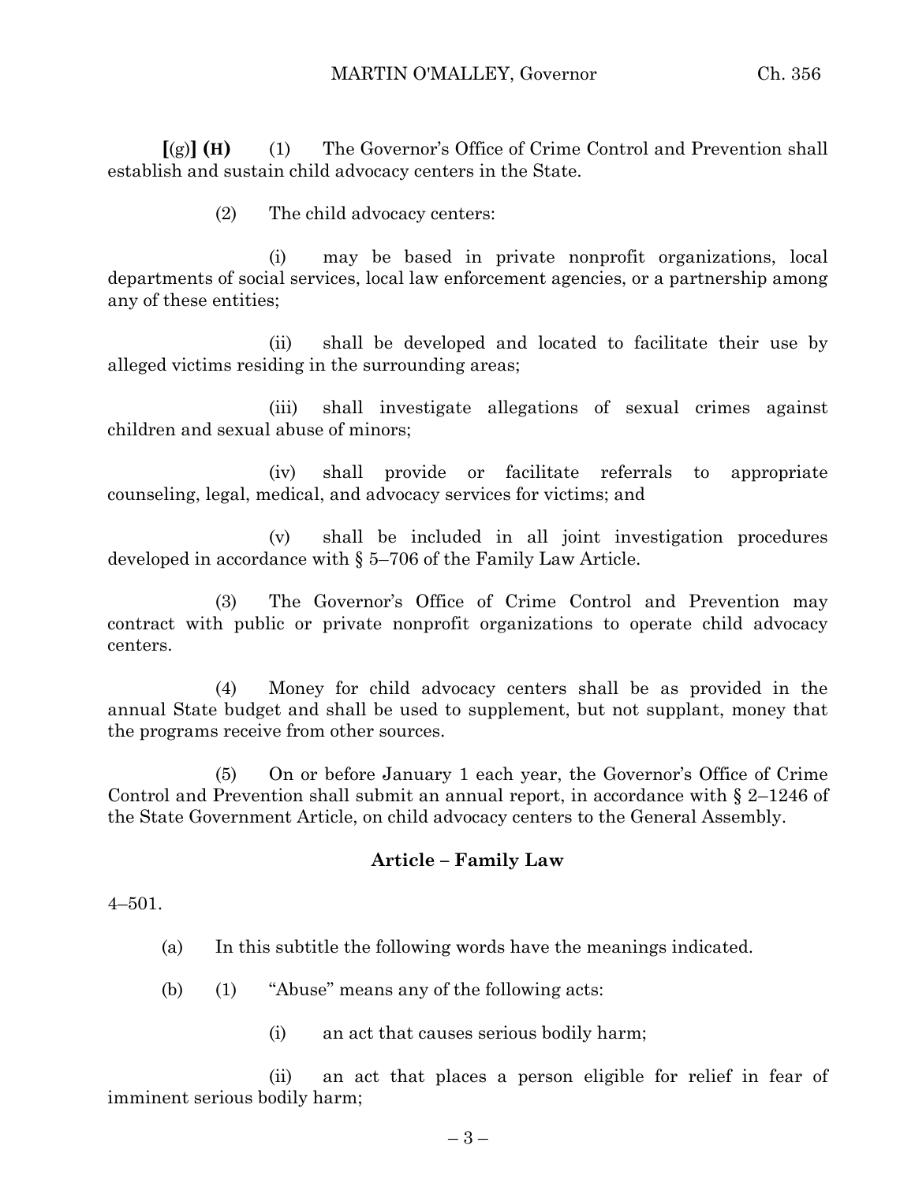**[**(g)**] (H)** (1) The Governor's Office of Crime Control and Prevention shall establish and sustain child advocacy centers in the State.

(2) The child advocacy centers:

(i) may be based in private nonprofit organizations, local departments of social services, local law enforcement agencies, or a partnership among any of these entities;

(ii) shall be developed and located to facilitate their use by alleged victims residing in the surrounding areas;

(iii) shall investigate allegations of sexual crimes against children and sexual abuse of minors;

(iv) shall provide or facilitate referrals to appropriate counseling, legal, medical, and advocacy services for victims; and

(v) shall be included in all joint investigation procedures developed in accordance with § 5–706 of the Family Law Article.

(3) The Governor's Office of Crime Control and Prevention may contract with public or private nonprofit organizations to operate child advocacy centers.

(4) Money for child advocacy centers shall be as provided in the annual State budget and shall be used to supplement, but not supplant, money that the programs receive from other sources.

(5) On or before January 1 each year, the Governor's Office of Crime Control and Prevention shall submit an annual report, in accordance with § 2–1246 of the State Government Article, on child advocacy centers to the General Assembly.

## Article – Family Law

4–501.

(a) In this subtitle the following words have the meanings indicated.

(b) (1) "Abuse" means any of the following acts:

(i) an act that causes serious bodily harm;

(ii) an act that places a person eligible for relief in fear of imminent serious bodily harm;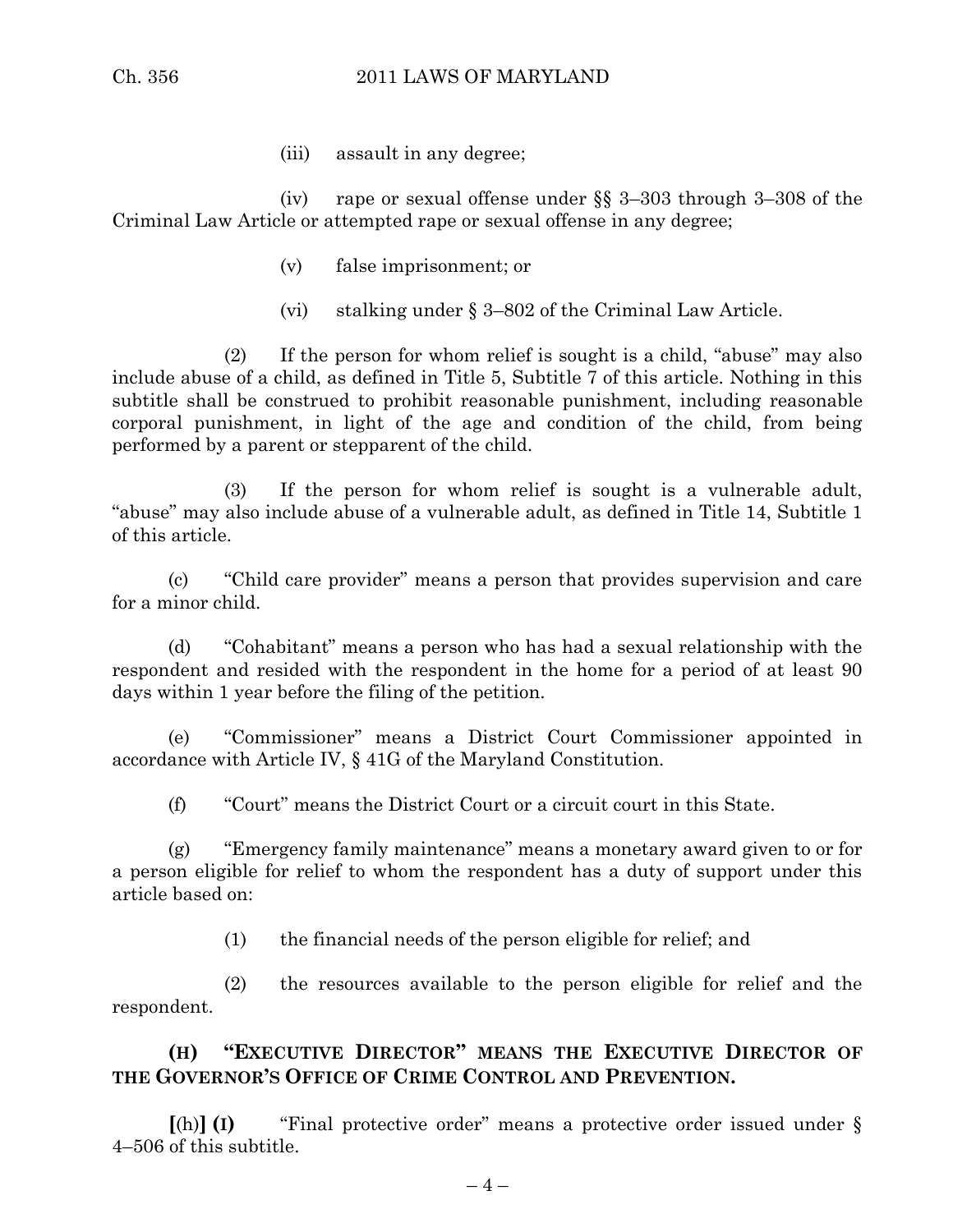(iii) assault in any degree;

(iv) rape or sexual offense under §§ 3–303 through 3–308 of the Criminal Law Article or attempted rape or sexual offense in any degree;

(v) false imprisonment; or

(vi) stalking under § 3–802 of the Criminal Law Article.

(2) If the person for whom relief is sought is a child, "abuse" may also include abuse of a child, as defined in Title 5, Subtitle 7 of this article. Nothing in this subtitle shall be construed to prohibit reasonable punishment, including reasonable corporal punishment, in light of the age and condition of the child, from being performed by a parent or stepparent of the child.

(3) If the person for whom relief is sought is a vulnerable adult, "abuse" may also include abuse of a vulnerable adult, as defined in Title 14, Subtitle 1 of this article.

(c) "Child care provider" means a person that provides supervision and care for a minor child.

(d) "Cohabitant" means a person who has had a sexual relationship with the respondent and resided with the respondent in the home for a period of at least 90 days within 1 year before the filing of the petition.

(e) "Commissioner" means a District Court Commissioner appointed in accordance with Article IV, § 41G of the Maryland Constitution.

(f) "Court" means the District Court or a circuit court in this State.

(g) "Emergency family maintenance" means a monetary award given to or for a person eligible for relief to whom the respondent has a duty of support under this article based on:

(1) the financial needs of the person eligible for relief; and

(2) the resources available to the person eligible for relief and the respondent.

**(H) "EXECUTIVE DIRECTOR" MEANS THE EXECUTIVE DIRECTOR OF THE GOVERNOR'S OFFICE OF CRIME CONTROL AND PREVENTION.**

**[**(h)**] (I)** "Final protective order" means a protective order issued under § 4–506 of this subtitle.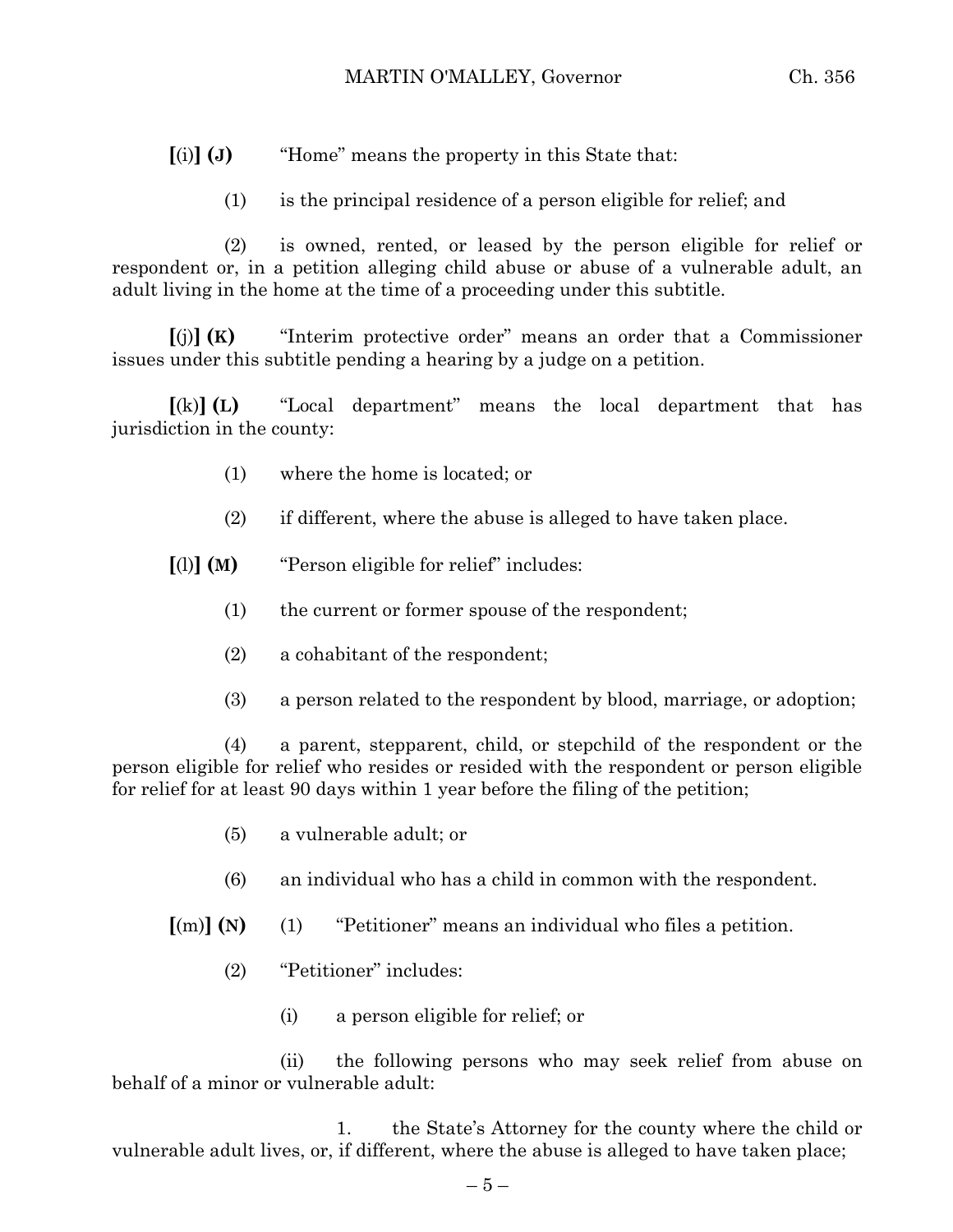**[**(i)**] (J)** “Home” means the property in this State that:

(1) is the principal residence of a person eligible for relief; and

(2) is owned, rented, or leased by the person eligible for relief or respondent or, in a petition alleging child abuse or abuse of a vulnerable adult, an adult living in the home at the time of a proceeding under this subtitle.

**[**(j)**] (K)** “Interim protective order” means an order that a Commissioner issues under this subtitle pending a hearing by a judge on a petition.

**[**(k)**] (L)** “Local department” means the local department that has jurisdiction in the county:

(1) where the home is located; or

(2) if different, where the abuse is alleged to have taken place.

**[**(l)**] (M)** “Person eligible for relief” includes:

(1) the current or former spouse of the respondent;

(2) a cohabitant of the respondent;

(3) a person related to the respondent by blood, marriage, or adoption;

(4) a parent, stepparent, child, or stepchild of the respondent or the person eligible for relief who resides or resided with the respondent or person eligible for relief for at least 90 days within 1 year before the filing of the petition;

(5) a vulnerable adult; or

(6) an individual who has a child in common with the respondent.

**[**(m)**] (N)** (1) “Petitioner” means an individual who files a petition.

(2) “Petitioner” includes:

(i) a person eligible for relief; or

(ii) the following persons who may seek relief from abuse on behalf of a minor or vulnerable adult:

1. the State’s Attorney for the county where the child or vulnerable adult lives, or, if different, where the abuse is alleged to have taken place;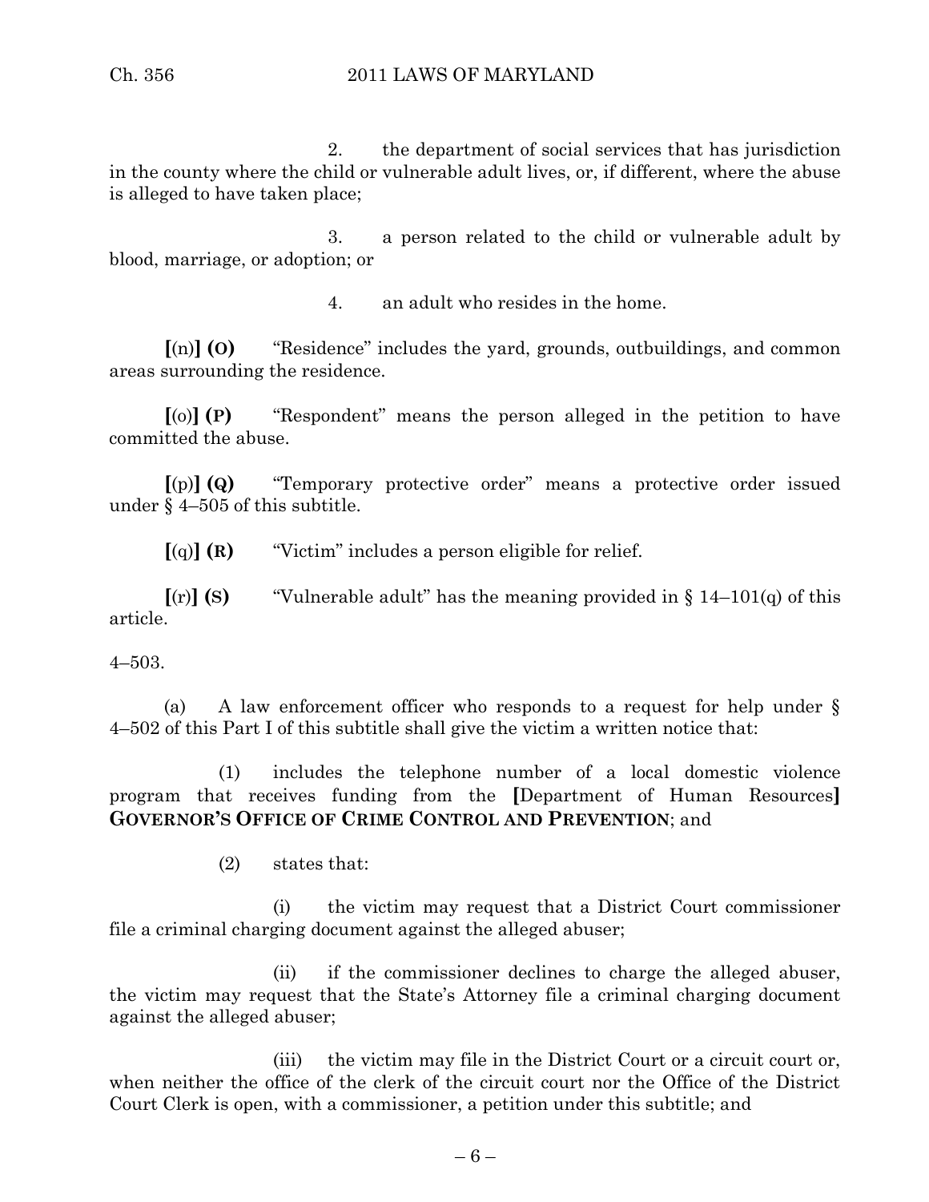2. the department of social services that has jurisdiction in the county where the child or vulnerable adult lives, or, if different, where the abuse is alleged to have taken place;

3. a person related to the child or vulnerable adult by blood, marriage, or adoption; or

4. an adult who resides in the home.

**[**(n)**] (O)** "Residence" includes the yard, grounds, outbuildings, and common areas surrounding the residence.

**[**(o)**] (P)** "Respondent" means the person alleged in the petition to have committed the abuse.

**[**(p)**] (Q)** "Temporary protective order" means a protective order issued under § 4–505 of this subtitle.

**[**(q)**] (R)** "Victim" includes a person eligible for relief.

**[**(r)**] (S)** "Vulnerable adult" has the meaning provided in § 14–101(q) of this article.

4–503.

(a) A law enforcement officer who responds to a request for help under § 4–502 of this Part I of this subtitle shall give the victim a written notice that:

(1) includes the telephone number of a local domestic violence program that receives funding from the **[**Department of Human Resources**]** **GOVERNOR'S OFFICE OF CRIME CONTROL AND PREVENTION**; and

(2) states that:

(i) the victim may request that a District Court commissioner file a criminal charging document against the alleged abuser;

(ii) if the commissioner declines to charge the alleged abuser, the victim may request that the State's Attorney file a criminal charging document against the alleged abuser;

(iii) the victim may file in the District Court or a circuit court or, when neither the office of the clerk of the circuit court nor the Office of the District Court Clerk is open, with a commissioner, a petition under this subtitle; and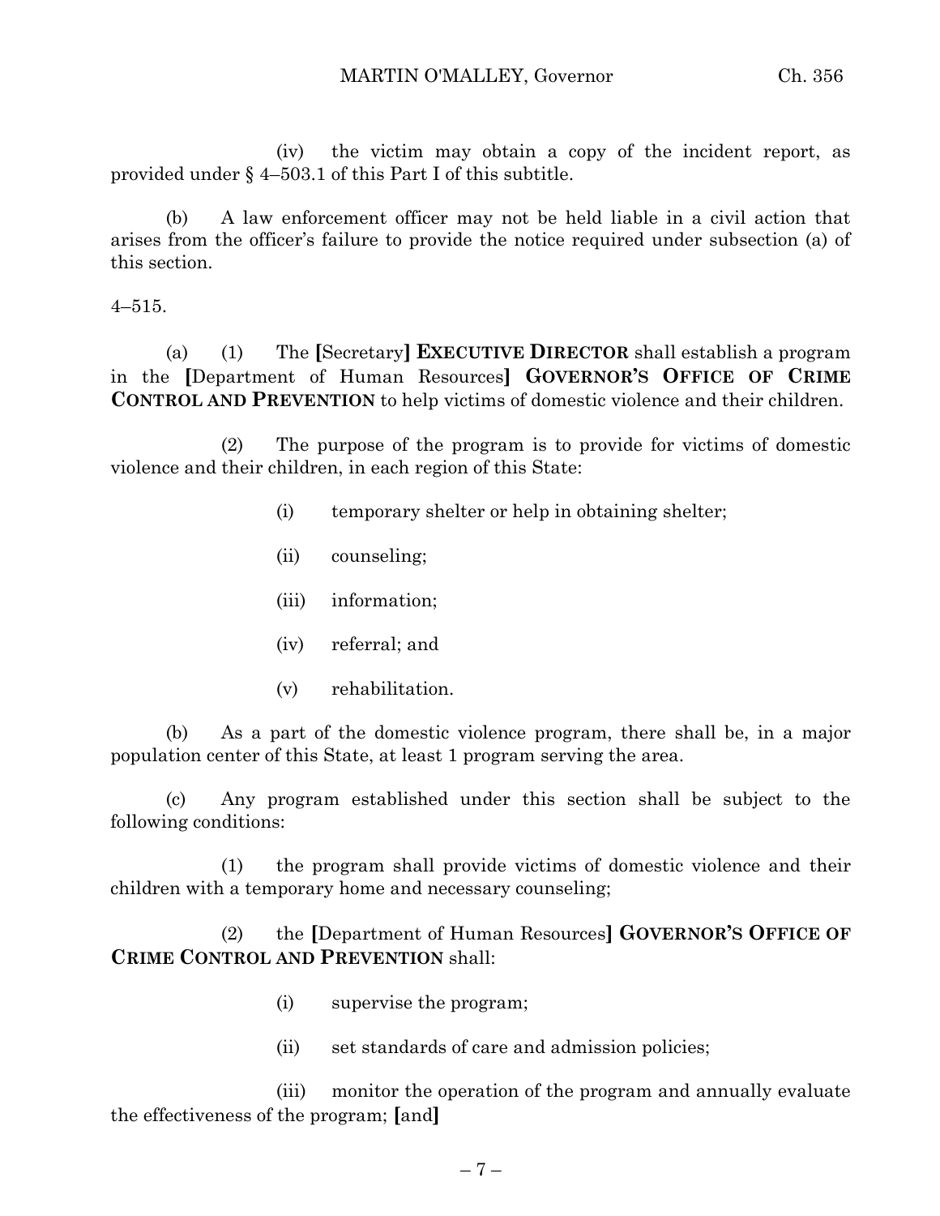(iv) the victim may obtain a copy of the incident report, as provided under § 4–503.1 of this Part I of this subtitle.

(b) A law enforcement officer may not be held liable in a civil action that arises from the officer's failure to provide the notice required under subsection (a) of this section.

4–515.

(a) (1) The **[**Secretary**]** **EXECUTIVE DIRECTOR** shall establish a program in the **[**Department of Human Resources**]** **GOVERNOR'S OFFICE OF CRIME CONTROL AND PREVENTION** to help victims of domestic violence and their children.

(2) The purpose of the program is to provide for victims of domestic violence and their children, in each region of this State:

(i) temporary shelter or help in obtaining shelter;

(ii) counseling;

(iii) information;

(iv) referral; and

(v) rehabilitation.

(b) As a part of the domestic violence program, there shall be, in a major population center of this State, at least 1 program serving the area.

(c) Any program established under this section shall be subject to the following conditions:

(1) the program shall provide victims of domestic violence and their children with a temporary home and necessary counseling;

(2) the **[**Department of Human Resources**]** **GOVERNOR'S OFFICE OF CRIME CONTROL AND PREVENTION** shall:

(i) supervise the program;

(ii) set standards of care and admission policies;

(iii) monitor the operation of the program and annually evaluate the effectiveness of the program; **[**and**]**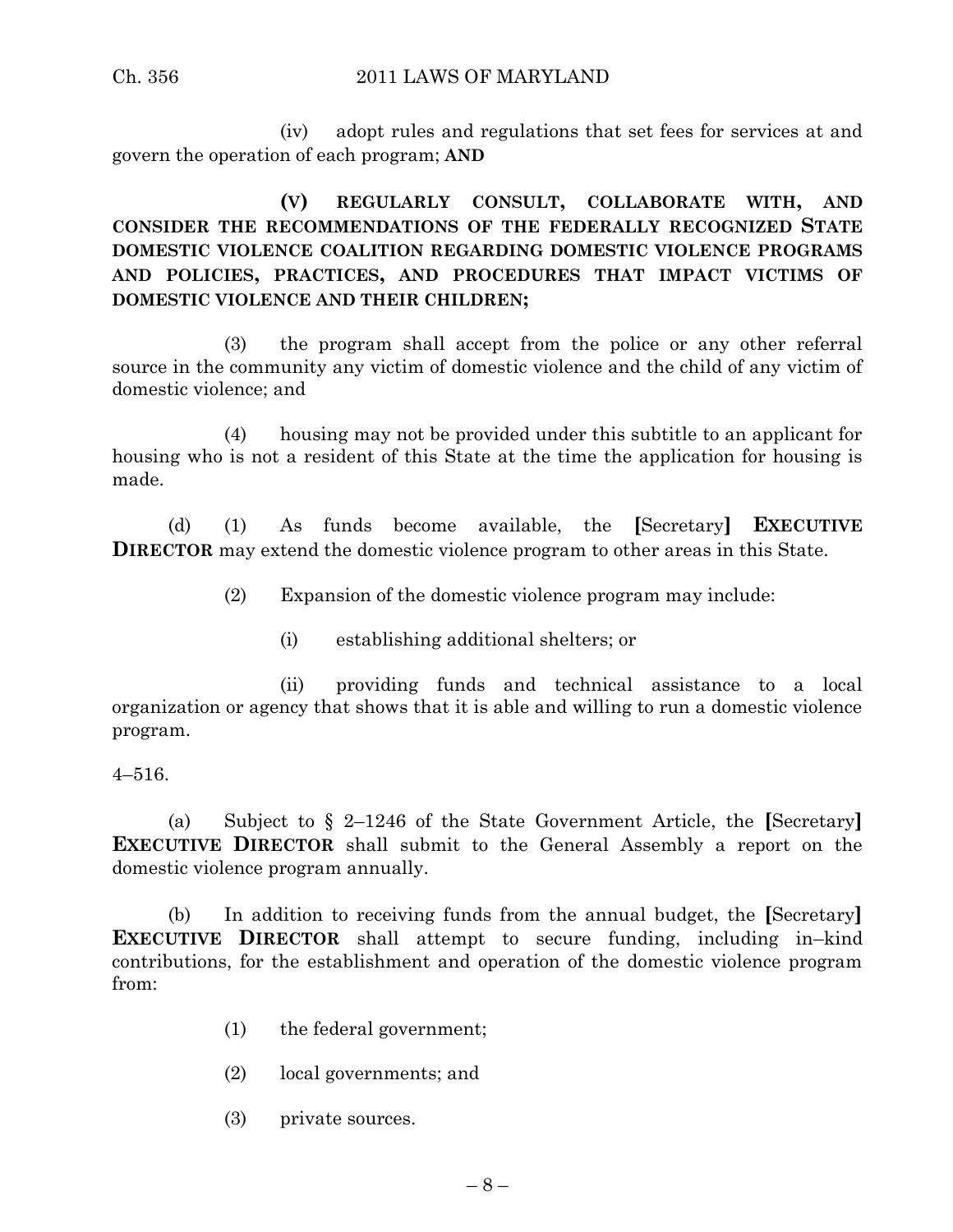(iv) adopt rules and regulations that set fees for services at and govern the operation of each program; **AND**

**(V) REGULARLY CONSULT, COLLABORATE WITH, AND CONSIDER THE RECOMMENDATIONS OF THE FEDERALLY RECOGNIZED STATE DOMESTIC VIOLENCE COALITION REGARDING DOMESTIC VIOLENCE PROGRAMS AND POLICIES, PRACTICES, AND PROCEDURES THAT IMPACT VICTIMS OF DOMESTIC VIOLENCE AND THEIR CHILDREN;**

(3) the program shall accept from the police or any other referral source in the community any victim of domestic violence and the child of any victim of domestic violence; and

(4) housing may not be provided under this subtitle to an applicant for housing who is not a resident of this State at the time the application for housing is made.

(d) (1) As funds become available, the **[**Secretary**] EXECUTIVE DIRECTOR** may extend the domestic violence program to other areas in this State.

(2) Expansion of the domestic violence program may include:

(i) establishing additional shelters; or

(ii) providing funds and technical assistance to a local organization or agency that shows that it is able and willing to run a domestic violence program.

4–516.

(a) Subject to § 2–1246 of the State Government Article, the **[**Secretary**] EXECUTIVE DIRECTOR** shall submit to the General Assembly a report on the domestic violence program annually.

(b) In addition to receiving funds from the annual budget, the **[**Secretary**] EXECUTIVE DIRECTOR** shall attempt to secure funding, including in–kind contributions, for the establishment and operation of the domestic violence program from:

(1) the federal government;

(2) local governments; and

(3) private sources.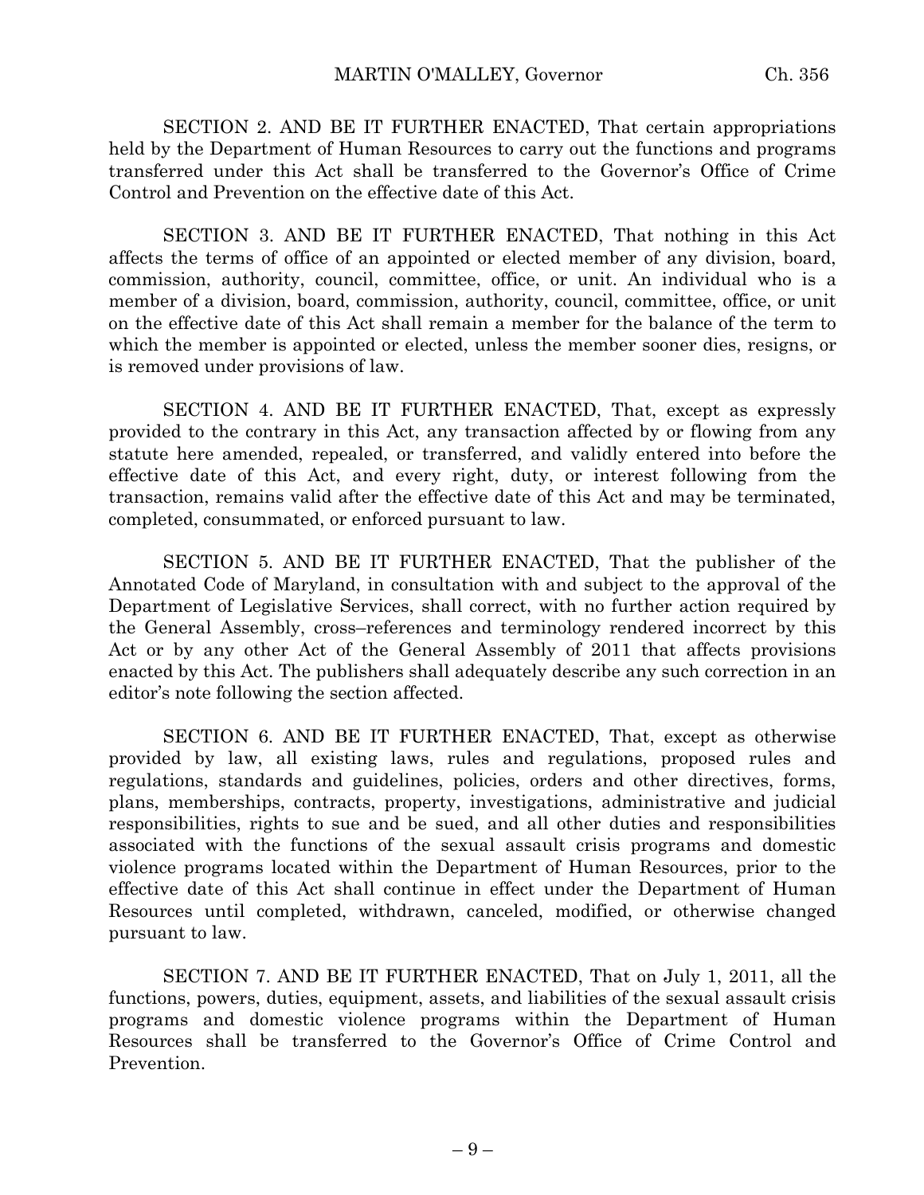SECTION 2. AND BE IT FURTHER ENACTED, That certain appropriations held by the Department of Human Resources to carry out the functions and programs transferred under this Act shall be transferred to the Governor's Office of Crime Control and Prevention on the effective date of this Act.

SECTION 3. AND BE IT FURTHER ENACTED, That nothing in this Act affects the terms of office of an appointed or elected member of any division, board, commission, authority, council, committee, office, or unit. An individual who is a member of a division, board, commission, authority, council, committee, office, or unit on the effective date of this Act shall remain a member for the balance of the term to which the member is appointed or elected, unless the member sooner dies, resigns, or is removed under provisions of law.

SECTION 4. AND BE IT FURTHER ENACTED, That, except as expressly provided to the contrary in this Act, any transaction affected by or flowing from any statute here amended, repealed, or transferred, and validly entered into before the effective date of this Act, and every right, duty, or interest following from the transaction, remains valid after the effective date of this Act and may be terminated, completed, consummated, or enforced pursuant to law.

SECTION 5. AND BE IT FURTHER ENACTED, That the publisher of the Annotated Code of Maryland, in consultation with and subject to the approval of the Department of Legislative Services, shall correct, with no further action required by the General Assembly, cross–references and terminology rendered incorrect by this Act or by any other Act of the General Assembly of 2011 that affects provisions enacted by this Act. The publishers shall adequately describe any such correction in an editor's note following the section affected.

SECTION 6. AND BE IT FURTHER ENACTED, That, except as otherwise provided by law, all existing laws, rules and regulations, proposed rules and regulations, standards and guidelines, policies, orders and other directives, forms, plans, memberships, contracts, property, investigations, administrative and judicial responsibilities, rights to sue and be sued, and all other duties and responsibilities associated with the functions of the sexual assault crisis programs and domestic violence programs located within the Department of Human Resources, prior to the effective date of this Act shall continue in effect under the Department of Human Resources until completed, withdrawn, canceled, modified, or otherwise changed pursuant to law.

SECTION 7. AND BE IT FURTHER ENACTED, That on July 1, 2011, all the functions, powers, duties, equipment, assets, and liabilities of the sexual assault crisis programs and domestic violence programs within the Department of Human Resources shall be transferred to the Governor's Office of Crime Control and Prevention.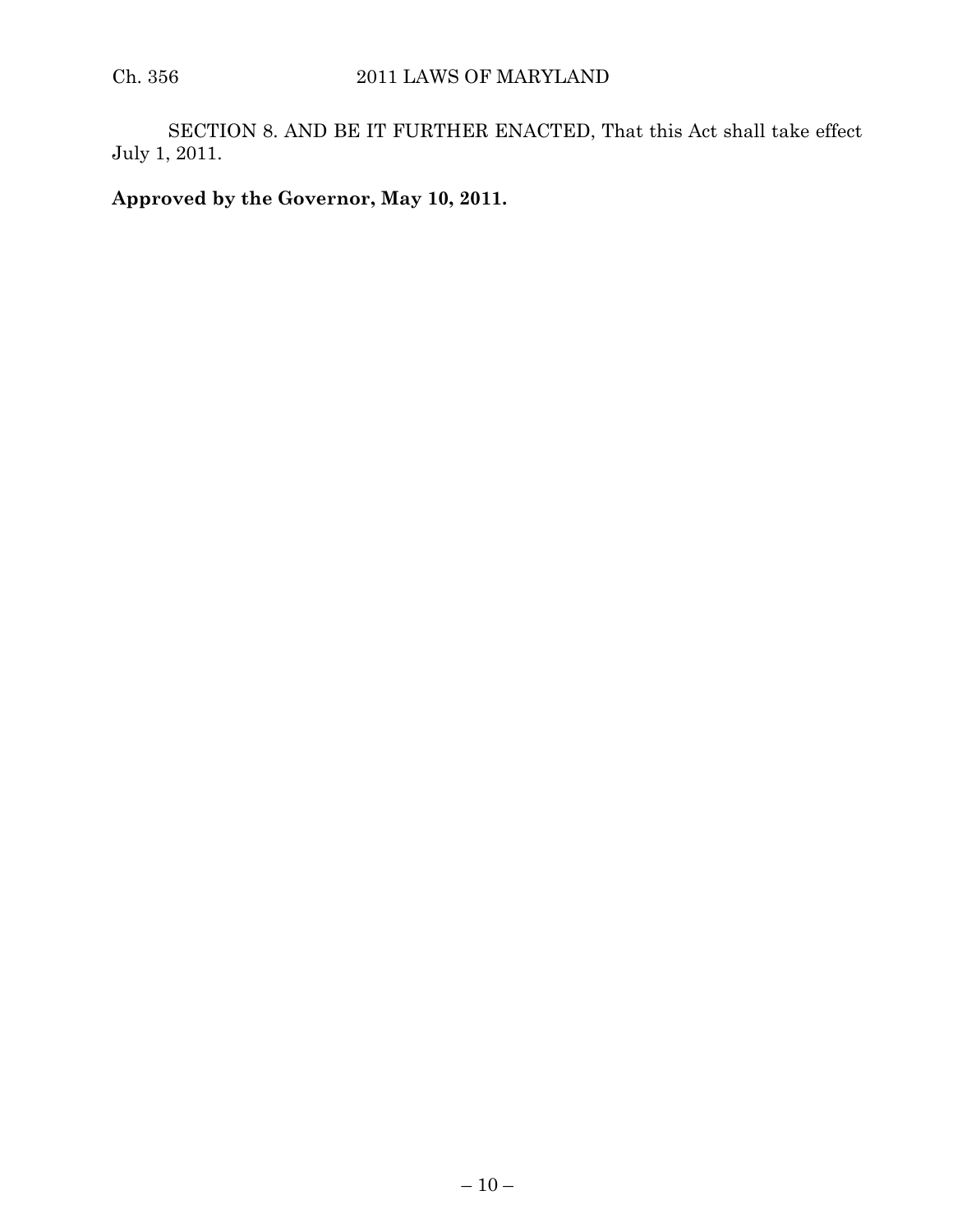SECTION 8. AND BE IT FURTHER ENACTED, That this Act shall take effect July 1, 2011.

**Approved by the Governor, May 10, 2011.**